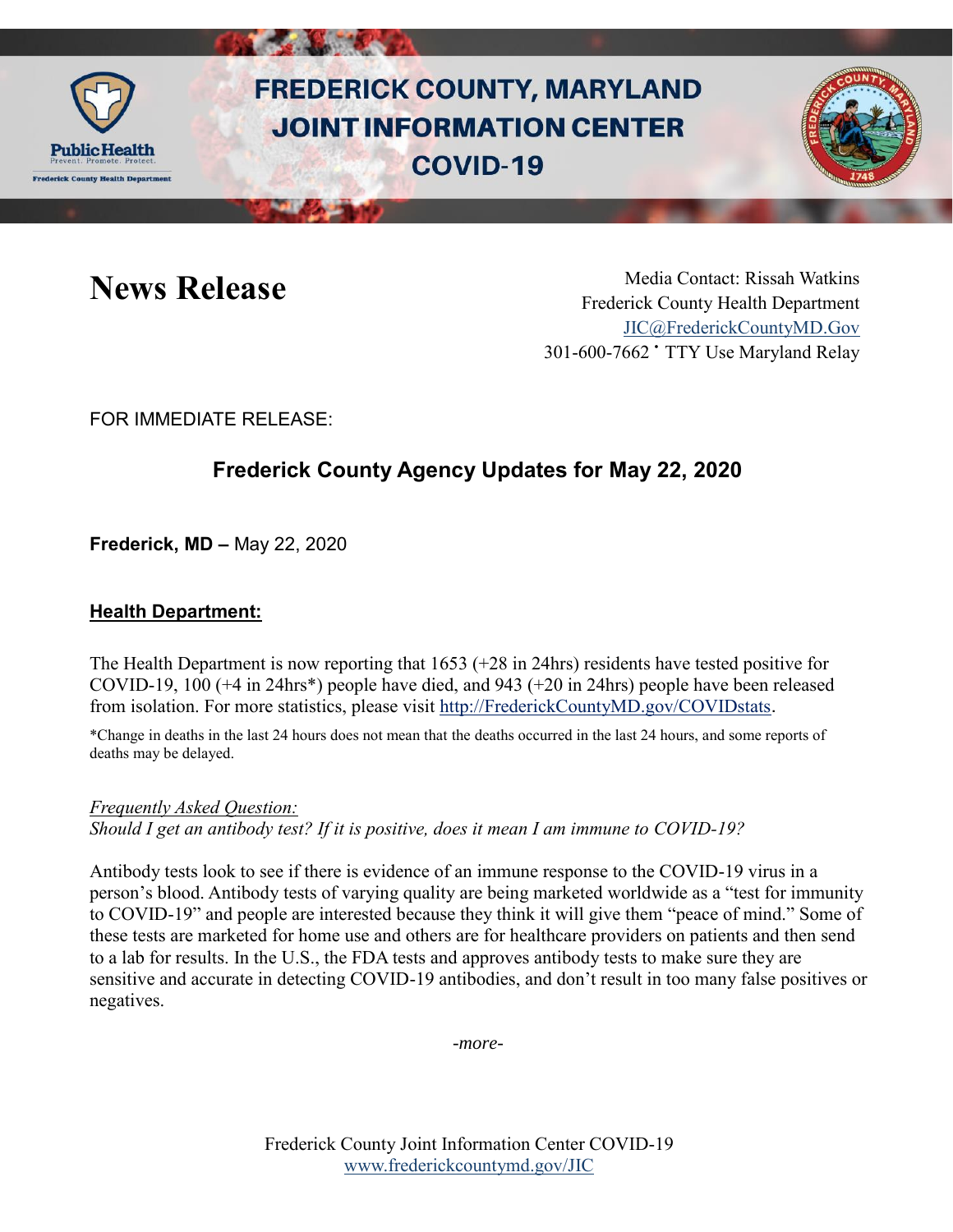# FREDERICK COUNTY, MARYLAND JOINT INFORMATION CENTER COVID-19

## News Release

Media Contact: Rissah Watkins
Frederick County Health Department
JIC@FrederickCountyMD.Gov
301-600-7662 • TTY Use Maryland Relay

FOR IMMEDIATE RELEASE:

### Frederick County Agency Updates for May 22, 2020

**Frederick, MD –** May 22, 2020

**Health Department:**

The Health Department is now reporting that 1653 (+28 in 24hrs) residents have tested positive for COVID-19, 100 (+4 in 24hrs*) people have died, and 943 (+20 in 24hrs) people have been released from isolation. For more statistics, please visit http://FrederickCountyMD.gov/COVIDstats.

*Change in deaths in the last 24 hours does not mean that the deaths occurred in the last 24 hours, and some reports of deaths may be delayed.

*Frequently Asked Question:*
*Should I get an antibody test? If it is positive, does it mean I am immune to COVID-19?*

Antibody tests look to see if there is evidence of an immune response to the COVID-19 virus in a person's blood. Antibody tests of varying quality are being marketed worldwide as a "test for immunity to COVID-19" and people are interested because they think it will give them "peace of mind." Some of these tests are marketed for home use and others are for healthcare providers on patients and then send to a lab for results. In the U.S., the FDA tests and approves antibody tests to make sure they are sensitive and accurate in detecting COVID-19 antibodies, and don't result in too many false positives or negatives.

-more-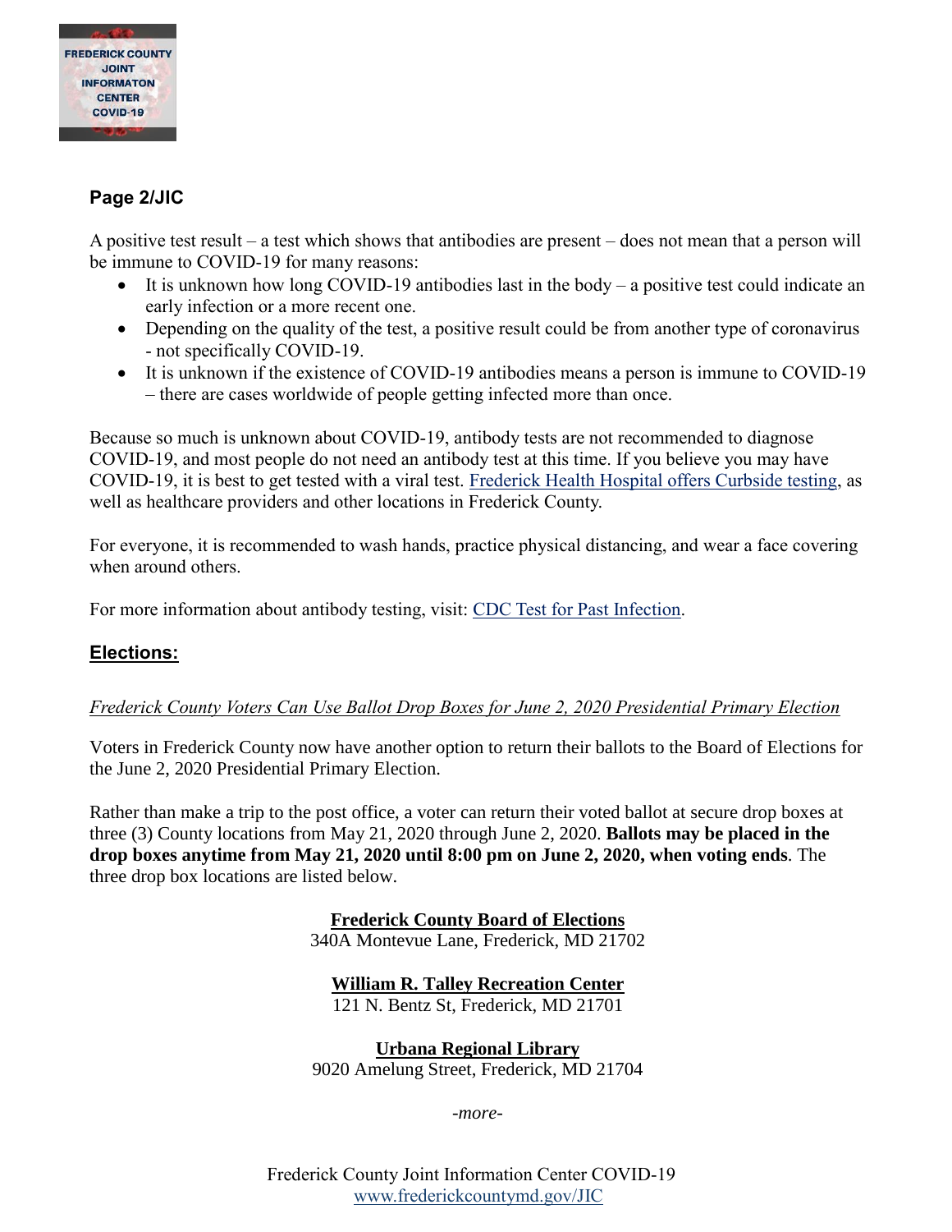**Page 2/JIC**

A positive test result – a test which shows that antibodies are present – does not mean that a person will be immune to COVID-19 for many reasons:

- It is unknown how long COVID-19 antibodies last in the body – a positive test could indicate an early infection or a more recent one.
- Depending on the quality of the test, a positive result could be from another type of coronavirus - not specifically COVID-19.
- It is unknown if the existence of COVID-19 antibodies means a person is immune to COVID-19 – there are cases worldwide of people getting infected more than once.

Because so much is unknown about COVID-19, antibody tests are not recommended to diagnose COVID-19, and most people do not need an antibody test at this time. If you believe you may have COVID-19, it is best to get tested with a viral test. Frederick Health Hospital offers Curbside testing, as well as healthcare providers and other locations in Frederick County.

For everyone, it is recommended to wash hands, practice physical distancing, and wear a face covering when around others.

For more information about antibody testing, visit: CDC Test for Past Infection.

## Elections:

*Frederick County Voters Can Use Ballot Drop Boxes for June 2, 2020 Presidential Primary Election*

Voters in Frederick County now have another option to return their ballots to the Board of Elections for the June 2, 2020 Presidential Primary Election.

Rather than make a trip to the post office, a voter can return their voted ballot at secure drop boxes at three (3) County locations from May 21, 2020 through June 2, 2020. **Ballots may be placed in the drop boxes anytime from May 21, 2020 until 8:00 pm on June 2, 2020, when voting ends**. The three drop box locations are listed below.

**Frederick County Board of Elections**
340A Montevue Lane, Frederick, MD 21702

**William R. Talley Recreation Center**
121 N. Bentz St, Frederick, MD 21701

**Urbana Regional Library**
9020 Amelung Street, Frederick, MD 21704

*-more-*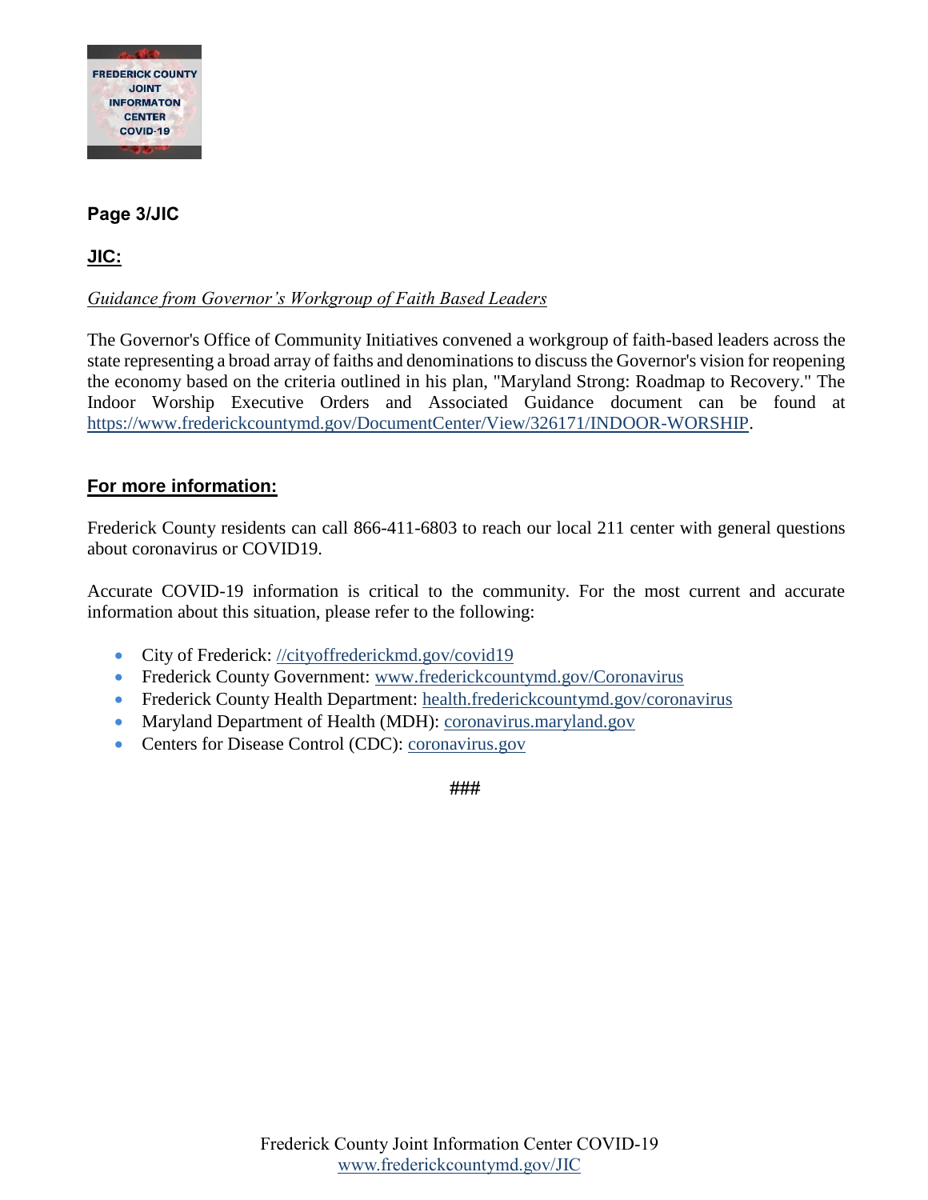**Page 3/JIC**

**JIC:**

*Guidance from Governor's Workgroup of Faith Based Leaders*

The Governor's Office of Community Initiatives convened a workgroup of faith-based leaders across the state representing a broad array of faiths and denominations to discuss the Governor's vision for reopening the economy based on the criteria outlined in his plan, "Maryland Strong: Roadmap to Recovery." The Indoor Worship Executive Orders and Associated Guidance document can be found at https://www.frederickcountymd.gov/DocumentCenter/View/326171/INDOOR-WORSHIP.

## For more information:

Frederick County residents can call 866-411-6803 to reach our local 211 center with general questions about coronavirus or COVID19.

Accurate COVID-19 information is critical to the community. For the most current and accurate information about this situation, please refer to the following:

- City of Frederick: //cityoffrederickmd.gov/covid19
- Frederick County Government: www.frederickcountymd.gov/Coronavirus
- Frederick County Health Department: health.frederickcountymd.gov/coronavirus
- Maryland Department of Health (MDH): coronavirus.maryland.gov
- Centers for Disease Control (CDC): coronavirus.gov

###